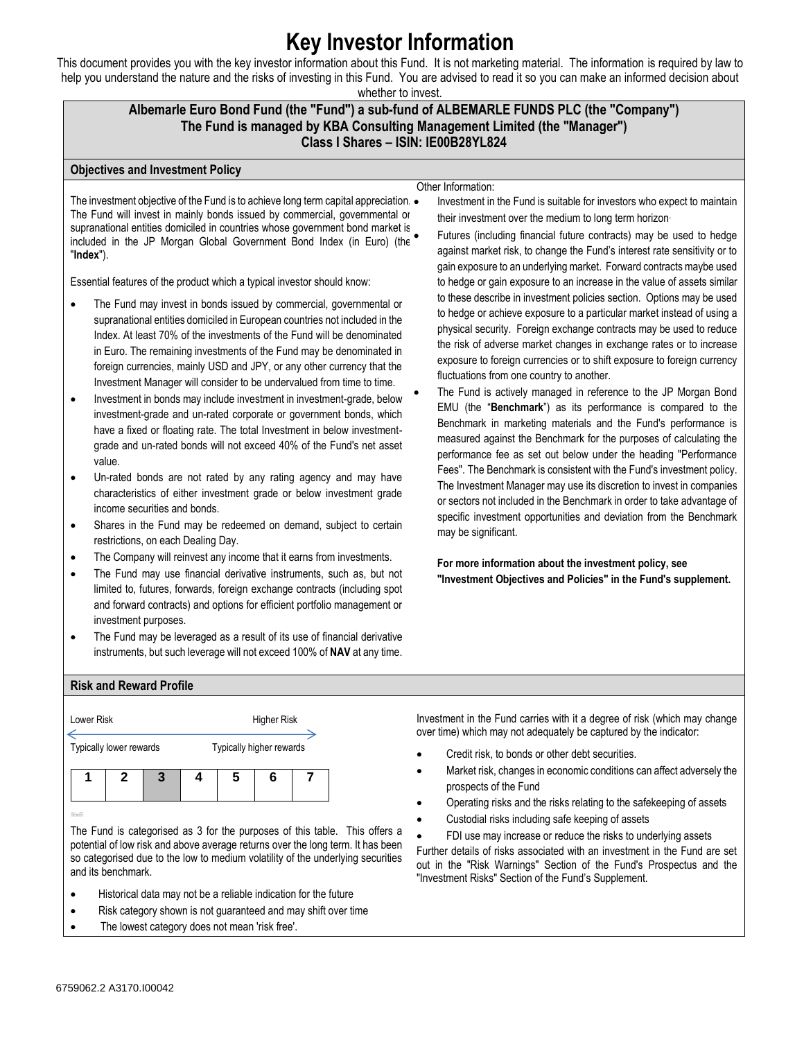# Key Investor Information

This document provides you with the key investor information about this Fund. It is not marketing material. The information is required by law to help you understand the nature and the risks of investing in this Fund. You are advised to read it so you can make an informed decision about whether to invest.

**Albemarle Euro Bond Fund (the "Fund") a sub-fund of ALBEMARLE FUNDS PLC (the "Company")**
**The Fund is managed by KBA Consulting Management Limited (the "Manager")**
**Class I Shares – ISIN: IE00B28YL824**

## Objectives and Investment Policy

The investment objective of the Fund is to achieve long term capital appreciation. The Fund will invest in mainly bonds issued by commercial, governmental or supranational entities domiciled in countries whose government bond market is included in the JP Morgan Global Government Bond Index (in Euro) (the "**Index**").

Essential features of the product which a typical investor should know:

- The Fund may invest in bonds issued by commercial, governmental or supranational entities domiciled in European countries not included in the Index. At least 70% of the investments of the Fund will be denominated in Euro. The remaining investments of the Fund may be denominated in foreign currencies, mainly USD and JPY, or any other currency that the Investment Manager will consider to be undervalued from time to time.
- Investment in bonds may include investment in investment-grade, below investment-grade and un-rated corporate or government bonds, which have a fixed or floating rate. The total Investment in below investment-grade and un-rated bonds will not exceed 40% of the Fund's net asset value.
- Un-rated bonds are not rated by any rating agency and may have characteristics of either investment grade or below investment grade income securities and bonds.
- Shares in the Fund may be redeemed on demand, subject to certain restrictions, on each Dealing Day.
- The Company will reinvest any income that it earns from investments.
- The Fund may use financial derivative instruments, such as, but not limited to, futures, forwards, foreign exchange contracts (including spot and forward contracts) and options for efficient portfolio management or investment purposes.
- The Fund may be leveraged as a result of its use of financial derivative instruments, but such leverage will not exceed 100% of **NAV** at any time.

Other Information:

- Investment in the Fund is suitable for investors who expect to maintain their investment over the medium to long term horizon.
- Futures (including financial future contracts) may be used to hedge against market risk, to change the Fund's interest rate sensitivity or to gain exposure to an underlying market. Forward contracts maybe used to hedge or gain exposure to an increase in the value of assets similar to these describe in investment policies section. Options may be used to hedge or achieve exposure to a particular market instead of using a physical security. Foreign exchange contracts may be used to reduce the risk of adverse market changes in exchange rates or to increase exposure to foreign currencies or to shift exposure to foreign currency fluctuations from one country to another.
- The Fund is actively managed in reference to the JP Morgan Bond EMU (the "**Benchmark**") as its performance is compared to the Benchmark in marketing materials and the Fund's performance is measured against the Benchmark for the purposes of calculating the performance fee as set out below under the heading "Performance Fees". The Benchmark is consistent with the Fund's investment policy. The Investment Manager may use its discretion to invest in companies or sectors not included in the Benchmark in order to take advantage of specific investment opportunities and deviation from the Benchmark may be significant.

**For more information about the investment policy, see "Investment Objectives and Policies" in the Fund's supplement.**

## Risk and Reward Profile

Lower Risk — Higher Risk

Typically lower rewards — Typically higher rewards

| 1 | 2 | **3** | 4 | 5 | 6 | 7 |
|---|---|---|---|---|---|---|

The Fund is categorised as 3 for the purposes of this table. This offers a potential of low risk and above average returns over the long term. It has been so categorised due to the low to medium volatility of the underlying securities and its benchmark.

- Historical data may not be a reliable indication for the future
- Risk category shown is not guaranteed and may shift over time
- The lowest category does not mean 'risk free'.

Investment in the Fund carries with it a degree of risk (which may change over time) which may not adequately be captured by the indicator:

- Credit risk, to bonds or other debt securities.
- Market risk, changes in economic conditions can affect adversely the prospects of the Fund
- Operating risks and the risks relating to the safekeeping of assets
- Custodial risks including safe keeping of assets
- FDI use may increase or reduce the risks to underlying assets

Further details of risks associated with an investment in the Fund are set out in the "Risk Warnings" Section of the Fund's Prospectus and the "Investment Risks" Section of the Fund's Supplement.

6759062.2 A3170.I00042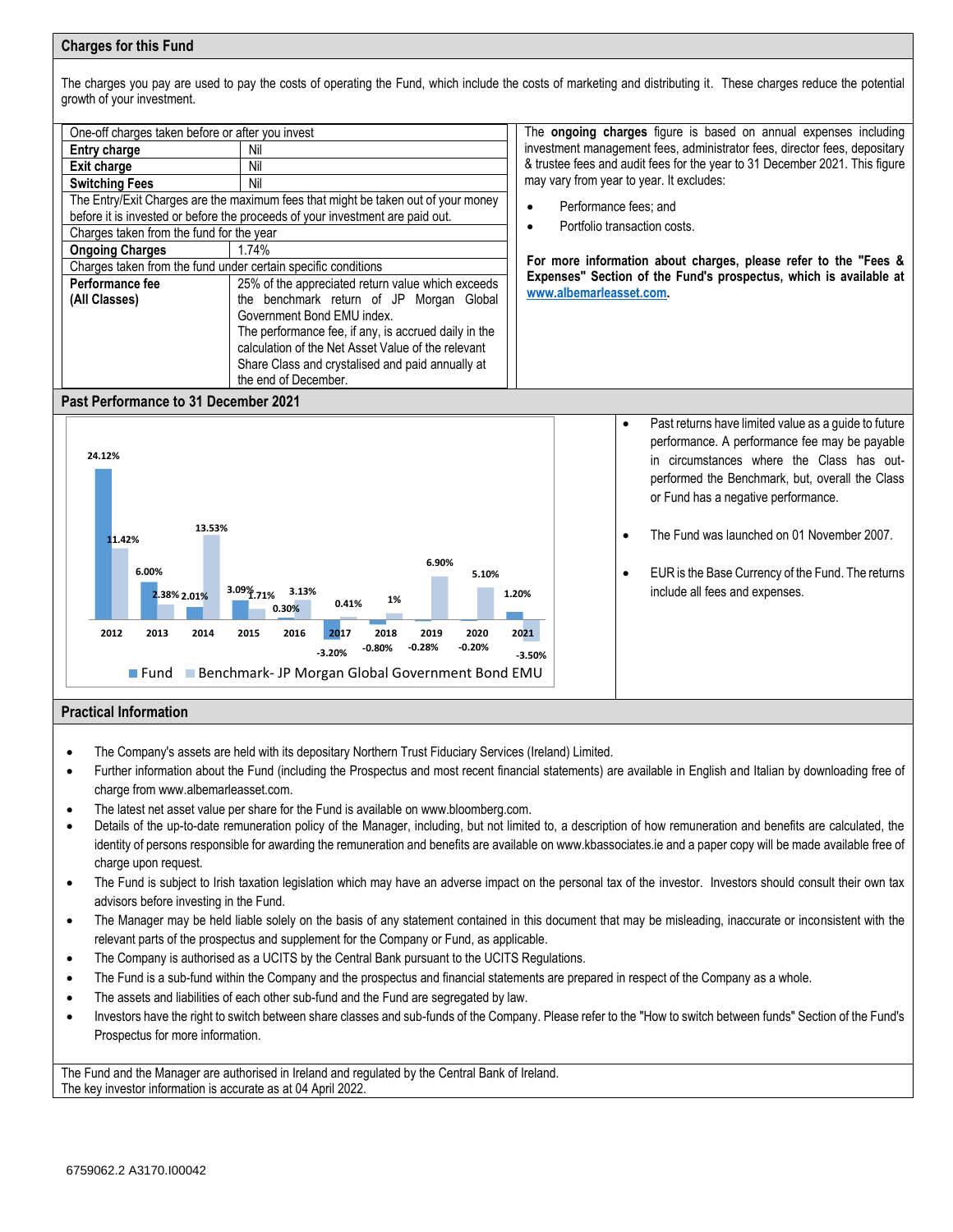## Charges for this Fund

The charges you pay are used to pay the costs of operating the Fund, which include the costs of marketing and distributing it. These charges reduce the potential growth of your investment.

| | |
|---|---|
| One-off charges taken before or after you invest | |
| **Entry charge** | Nil |
| **Exit charge** | Nil |
| **Switching Fees** | Nil |
| The Entry/Exit Charges are the maximum fees that might be taken out of your money before it is invested or before the proceeds of your investment are paid out. | |
| Charges taken from the fund for the year | |
| **Ongoing Charges** | 1.74% |
| Charges taken from the fund under certain specific conditions | |
| **Performance fee (All Classes)** | 25% of the appreciated return value which exceeds the benchmark return of JP Morgan Global Government Bond EMU index. The performance fee, if any, is accrued daily in the calculation of the Net Asset Value of the relevant Share Class and crystalised and paid annually at the end of December. |

The **ongoing charges** figure is based on annual expenses including investment management fees, administrator fees, director fees, depositary & trustee fees and audit fees for the year to 31 December 2021. This figure may vary from year to year. It excludes:

- Performance fees; and
- Portfolio transaction costs.

**For more information about charges, please refer to the "Fees & Expenses" Section of the Fund's prospectus, which is available at [www.albemarleasset.com](www.albemarleasset.com).**

## Past Performance to 31 December 2021

24.12%
11.42%
6.00%
2.38% 2.01%
13.53%
3.09% 1.71%
3.13%
0.30%
0.41%
-3.20%
1%
-0.80%
6.90%
-0.28%
5.10%
-0.20%
1.20%
-3.50%
2012 2013 2014 2015 2016 2017 2018 2019 2020 2021
Fund
Benchmark- JP Morgan Global Government Bond EMU

- Past returns have limited value as a guide to future performance. A performance fee may be payable in circumstances where the Class has out-performed the Benchmark, but, overall the Class or Fund has a negative performance.
- The Fund was launched on 01 November 2007.
- EUR is the Base Currency of the Fund. The returns include all fees and expenses.

## Practical Information

- The Company's assets are held with its depositary Northern Trust Fiduciary Services (Ireland) Limited.
- Further information about the Fund (including the Prospectus and most recent financial statements) are available in English and Italian by downloading free of charge from www.albemarleasset.com.
- The latest net asset value per share for the Fund is available on www.bloomberg.com.
- Details of the up-to-date remuneration policy of the Manager, including, but not limited to, a description of how remuneration and benefits are calculated, the identity of persons responsible for awarding the remuneration and benefits are available on www.kbassociates.ie and a paper copy will be made available free of charge upon request.
- The Fund is subject to Irish taxation legislation which may have an adverse impact on the personal tax of the investor. Investors should consult their own tax advisors before investing in the Fund.
- The Manager may be held liable solely on the basis of any statement contained in this document that may be misleading, inaccurate or inconsistent with the relevant parts of the prospectus and supplement for the Company or Fund, as applicable.
- The Company is authorised as a UCITS by the Central Bank pursuant to the UCITS Regulations.
- The Fund is a sub-fund within the Company and the prospectus and financial statements are prepared in respect of the Company as a whole.
- The assets and liabilities of each other sub-fund and the Fund are segregated by law.
- Investors have the right to switch between share classes and sub-funds of the Company. Please refer to the "How to switch between funds" Section of the Fund's Prospectus for more information.

The Fund and the Manager are authorised in Ireland and regulated by the Central Bank of Ireland.
The key investor information is accurate as at 04 April 2022.

6759062.2 A3170.I00042